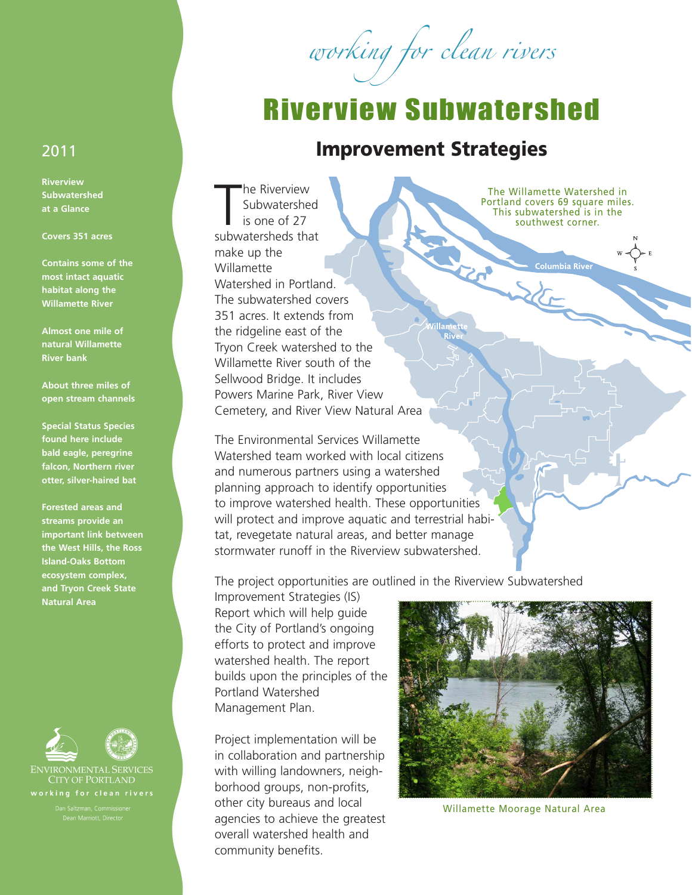*working for clean rivers*

# Riverview Subwatershed

## Improvement Strategies

The Riverview Subwatershed is one of 27 subwatersheds that make up the Willamette Watershed in Portland. The subwatershed covers 351 acres. It extends from the ridgeline east of the Tryon Creek watershed to the Willamette River south of the Sellwood Bridge. It includes Powers Marine Park, River View Cemetery, and River View Natural Area

The Willamette Watershed in Portland covers 69 square miles. This subwatershed is in the southwest corner.

Columbia River

Willamette River

The Environmental Services Willamette Watershed team worked with local citizens and numerous partners using a watershed planning approach to identify opportunities to improve watershed health. These opportunities will protect and improve aquatic and terrestrial habitat, revegetate natural areas, and better manage stormwater runoff in the Riverview subwatershed.

The project opportunities are outlined in the Riverview Subwatershed Improvement Strategies (IS) Report which will help guide the City of Portland's ongoing efforts to protect and improve watershed health. The report builds upon the principles of the Portland Watershed Management Plan.

Project implementation will be in collaboration and partnership with willing landowners, neighborhood groups, non-profits, other city bureaus and local agencies to achieve the greatest overall watershed health and community benefits.

Willamette Moorage Natural Area

2011

**Riverview Subwatershed at a Glance**

**Covers 351 acres**

**Contains some of the most intact aquatic habitat along the Willamette River**

**Almost one mile of natural Willamette River bank**

**About three miles of open stream channels**

**Special Status Species found here include bald eagle, peregrine falcon, Northern river otter, silver-haired bat**

**Forested areas and streams provide an important link between the West Hills, the Ross Island-Oaks Bottom ecosystem complex, and Tryon Creek State Natural Area**

Environmental Services
City of Portland
working for clean rivers

Dan Saltzman, Commissioner
Dean Marriott, Director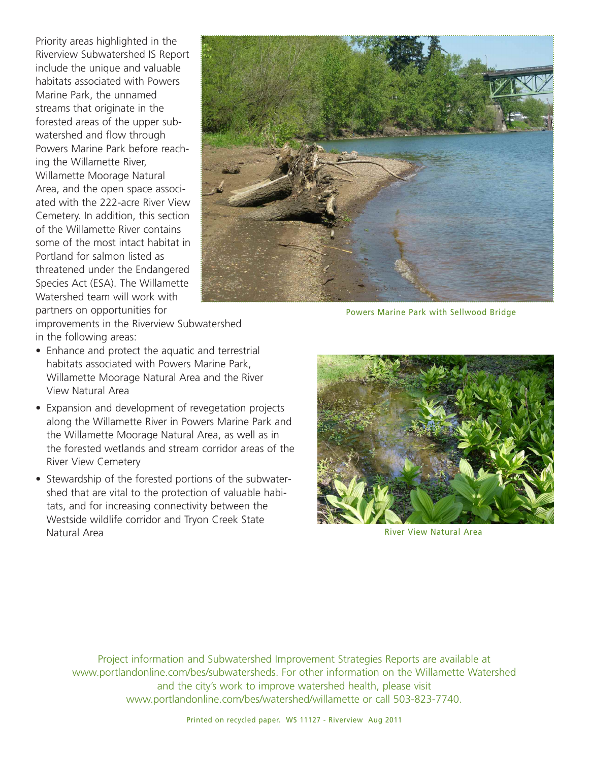Priority areas highlighted in the Riverview Subwatershed IS Report include the unique and valuable habitats associated with Powers Marine Park, the unnamed streams that originate in the forested areas of the upper subwatershed and flow through Powers Marine Park before reaching the Willamette River, Willamette Moorage Natural Area, and the open space associated with the 222-acre River View Cemetery. In addition, this section of the Willamette River contains some of the most intact habitat in Portland for salmon listed as threatened under the Endangered Species Act (ESA). The Willamette Watershed team will work with partners on opportunities for improvements in the Riverview Subwatershed in the following areas:

Powers Marine Park with Sellwood Bridge

- Enhance and protect the aquatic and terrestrial habitats associated with Powers Marine Park, Willamette Moorage Natural Area and the River View Natural Area
- Expansion and development of revegetation projects along the Willamette River in Powers Marine Park and the Willamette Moorage Natural Area, as well as in the forested wetlands and stream corridor areas of the River View Cemetery
- Stewardship of the forested portions of the subwatershed that are vital to the protection of valuable habitats, and for increasing connectivity between the Westside wildlife corridor and Tryon Creek State Natural Area

River View Natural Area

Project information and Subwatershed Improvement Strategies Reports are available at www.portlandonline.com/bes/subwatersheds. For other information on the Willamette Watershed and the city's work to improve watershed health, please visit www.portlandonline.com/bes/watershed/willamette or call 503-823-7740.

Printed on recycled paper. WS 11127 - Riverview Aug 2011